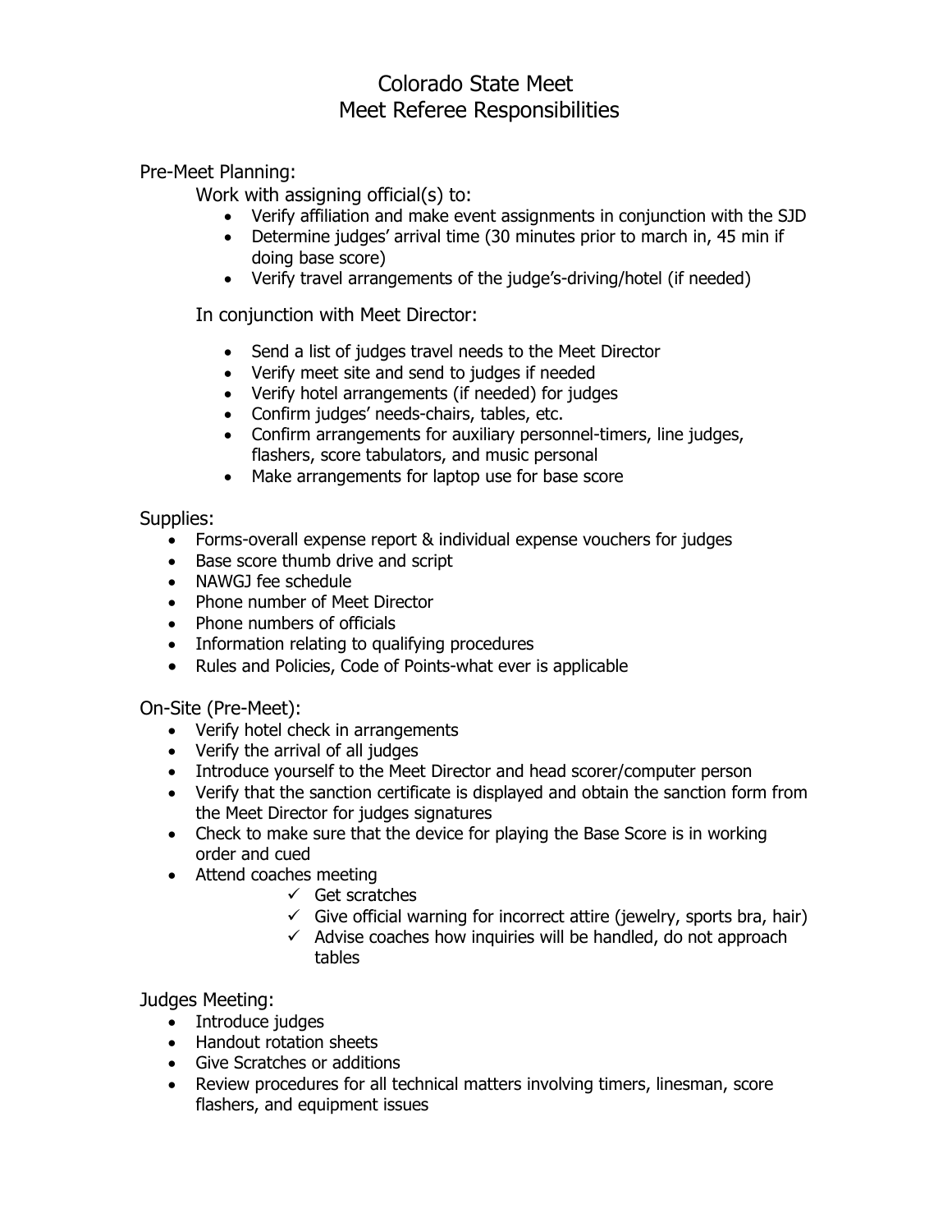# Colorado State Meet
# Meet Referee Responsibilities

## Pre-Meet Planning:

Work with assigning official(s) to:

- Verify affiliation and make event assignments in conjunction with the SJD
- Determine judges' arrival time (30 minutes prior to march in, 45 min if doing base score)
- Verify travel arrangements of the judge's-driving/hotel (if needed)

In conjunction with Meet Director:

- Send a list of judges travel needs to the Meet Director
- Verify meet site and send to judges if needed
- Verify hotel arrangements (if needed) for judges
- Confirm judges' needs-chairs, tables, etc.
- Confirm arrangements for auxiliary personnel-timers, line judges, flashers, score tabulators, and music personal
- Make arrangements for laptop use for base score

## Supplies:

- Forms-overall expense report & individual expense vouchers for judges
- Base score thumb drive and script
- NAWGJ fee schedule
- Phone number of Meet Director
- Phone numbers of officials
- Information relating to qualifying procedures
- Rules and Policies, Code of Points-what ever is applicable

## On-Site (Pre-Meet):

- Verify hotel check in arrangements
- Verify the arrival of all judges
- Introduce yourself to the Meet Director and head scorer/computer person
- Verify that the sanction certificate is displayed and obtain the sanction form from the Meet Director for judges signatures
- Check to make sure that the device for playing the Base Score is in working order and cued
- Attend coaches meeting
  - ✓ Get scratches
  - ✓ Give official warning for incorrect attire (jewelry, sports bra, hair)
  - ✓ Advise coaches how inquiries will be handled, do not approach tables

## Judges Meeting:

- Introduce judges
- Handout rotation sheets
- Give Scratches or additions
- Review procedures for all technical matters involving timers, linesman, score flashers, and equipment issues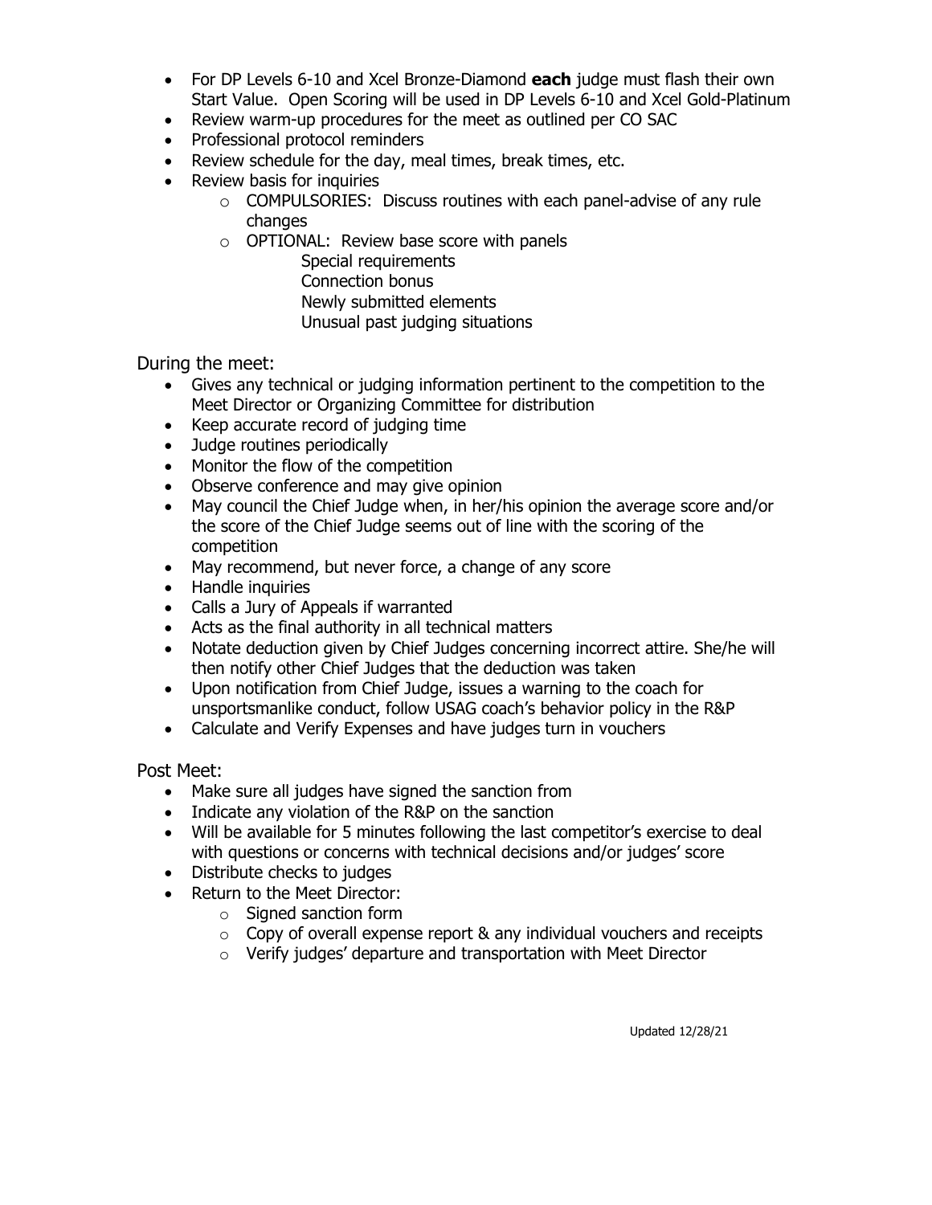- For DP Levels 6-10 and Xcel Bronze-Diamond **each** judge must flash their own Start Value. Open Scoring will be used in DP Levels 6-10 and Xcel Gold-Platinum
- Review warm-up procedures for the meet as outlined per CO SAC
- Professional protocol reminders
- Review schedule for the day, meal times, break times, etc.
- Review basis for inquiries
  - COMPULSORIES: Discuss routines with each panel-advise of any rule changes
  - OPTIONAL: Review base score with panels
    - Special requirements
    - Connection bonus
    - Newly submitted elements
    - Unusual past judging situations

During the meet:

- Gives any technical or judging information pertinent to the competition to the Meet Director or Organizing Committee for distribution
- Keep accurate record of judging time
- Judge routines periodically
- Monitor the flow of the competition
- Observe conference and may give opinion
- May council the Chief Judge when, in her/his opinion the average score and/or the score of the Chief Judge seems out of line with the scoring of the competition
- May recommend, but never force, a change of any score
- Handle inquiries
- Calls a Jury of Appeals if warranted
- Acts as the final authority in all technical matters
- Notate deduction given by Chief Judges concerning incorrect attire. She/he will then notify other Chief Judges that the deduction was taken
- Upon notification from Chief Judge, issues a warning to the coach for unsportsmanlike conduct, follow USAG coach's behavior policy in the R&P
- Calculate and Verify Expenses and have judges turn in vouchers

Post Meet:

- Make sure all judges have signed the sanction from
- Indicate any violation of the R&P on the sanction
- Will be available for 5 minutes following the last competitor's exercise to deal with questions or concerns with technical decisions and/or judges' score
- Distribute checks to judges
- Return to the Meet Director:
  - Signed sanction form
  - Copy of overall expense report & any individual vouchers and receipts
  - Verify judges' departure and transportation with Meet Director

Updated 12/28/21